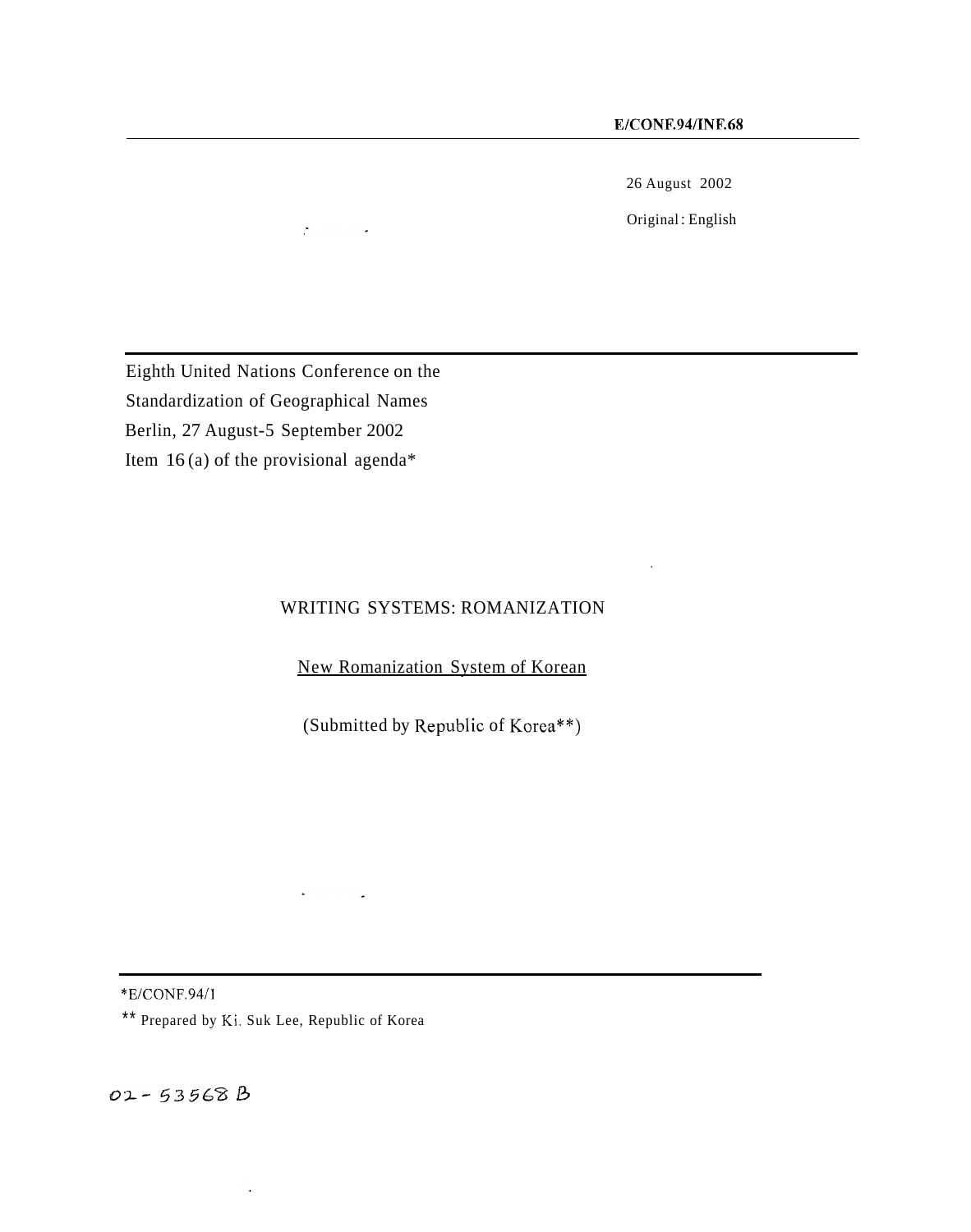E/CONF.94/INF.68

26 August 2002

Original: English

Eighth United Nations Conference on the Standardization of Geographical Names
Berlin, 27 August-5 September 2002
Item 16 (a) of the provisional agenda*

# WRITING SYSTEMS: ROMANIZATION

## New Romanization System of Korean

(Submitted by Republic of Korea**)

*E/CONF.94/1

** Prepared by Ki. Suk Lee, Republic of Korea

02-53568 B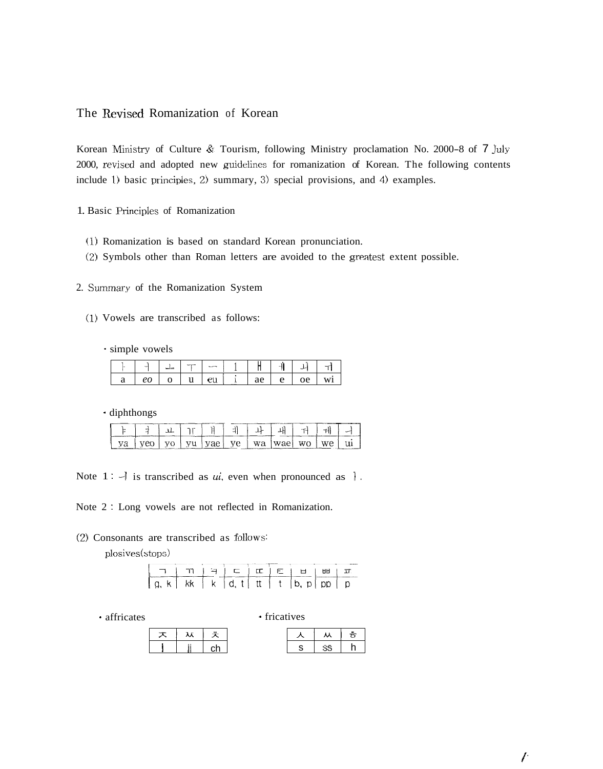# The Revised Romanization of Korean

Korean Ministry of Culture & Tourism, following Ministry proclamation No. 2000-8 of 7 July 2000, revised and adopted new guidelines for romanization of Korean. The following contents include 1) basic principles, 2) summary, 3) special provisions, and 4) examples.

## 1. Basic Principles of Romanization

(1) Romanization is based on standard Korean pronunciation.
(2) Symbols other than Roman letters are avoided to the greatest extent possible.

## 2. Summary of the Romanization System

(1) Vowels are transcribed as follows:

· simple vowels

| ㅏ | ㅓ | ㅗ | ㅜ | ㅡ | ㅣ | ㅐ | ㅔ | ㅚ | ㅟ |
|---|---|---|---|---|---|---|---|---|---|
| a | *eo* | o | u | eu | i | ae | e | oe | wi |

· diphthongs

| ㅑ | ㅕ | ㅛ | ㅠ | ㅒ | ㅖ | ㅘ | ㅙ | ㅝ | ㅞ | ㅢ |
|---|---|---|---|---|---|---|---|---|---|---|
| ya | yeo | yo | yu | yae | ye | wa | wae | wo | we | ui |

Note 1 : ㅢ is transcribed as *ui*, even when pronounced as ㅣ.

Note 2 : Long vowels are not reflected in Romanization.

(2) Consonants are transcribed as follows:

plosives(stops)

| ㄱ | ㄲ | ㅋ | ㄷ | ㄸ | ㅌ | ㅂ | ㅃ | ㅍ |
|---|---|---|---|---|---|---|---|---|
| g, k | kk | k | d, t | tt | t | b, p | pp | p |

· affricates

| ㅈ | ㅉ | ㅊ |
|---|---|---|
| j | jj | ch |

· fricatives

| ㅅ | ㅆ | ㅎ |
|---|---|---|
| s | ss | h |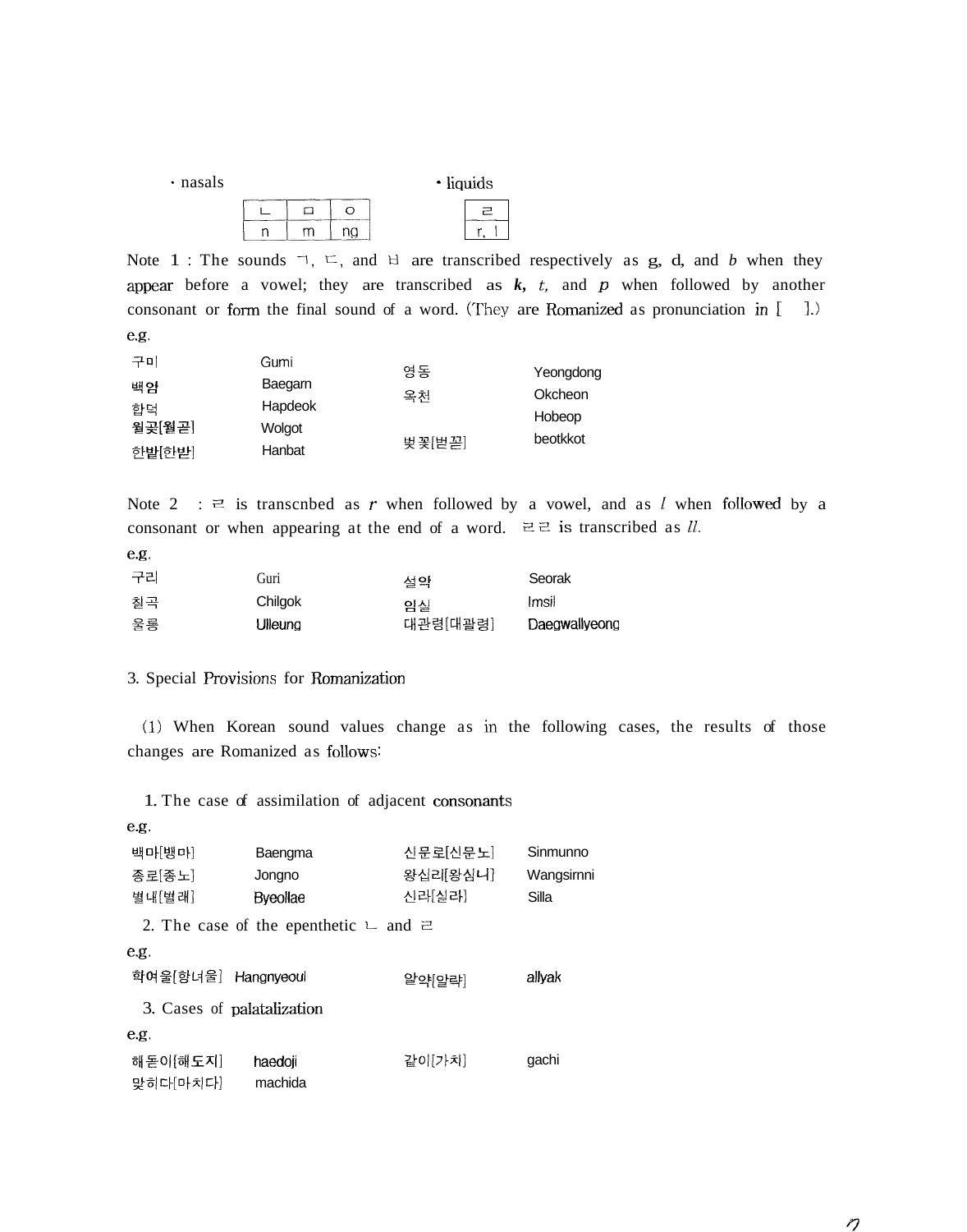· nasals

| ㄴ | ㅁ | ㅇ |
| --- | --- | --- |
| n | m | ng |

· liquids

| ㄹ |
| --- |
| r, l |

Note 1 : The sounds ㄱ, ㄷ, and ㅂ are transcribed respectively as g, d, and *b* when they appear before a vowel; they are transcribed as ***k***, *t,* and *p* when followed by another consonant or form the final sound of a word. (They are Romanized as pronunciation in [ ].)

e.g.

| | | | |
| --- | --- | --- | --- |
| 구미 | Gumi | 영동 | Yeongdong |
| 백암 | Baegam | 옥천 | Okcheon |
| 합덕 | Hapdeok | | Hobeop |
| 월곶[월곧] | Wolgot | 벚꽃[벋꼳] | beotkkot |
| 한밭[한받] | Hanbat | | |

Note 2 : ㄹ is transcnbed as *r* when followed by a vowel, and as *l* when followed by a consonant or when appearing at the end of a word. ㄹㄹ is transcribed as *ll.*

e.g.

| | | | |
| --- | --- | --- | --- |
| 구리 | Guri | 설악 | Seorak |
| 칠곡 | Chilgok | 임실 | Imsil |
| 울릉 | Ulleung | 대관령[대괄령] | Daegwallyeong |

3. Special Provisions for Romanization

(1) When Korean sound values change as in the following cases, the results of those changes are Romanized as follows:

1. The case of assimilation of adjacent consonants

e.g.

| | | | |
| --- | --- | --- | --- |
| 백마[뱅마] | Baengma | 신문로[신문노] | Sinmunno |
| 종로[종노] | Jongno | 왕십리[왕심니] | Wangsimni |
| 별내[별래] | Byeollae | 신라[실라] | Silla |

2. The case of the epenthetic ㄴ and ㄹ

e.g.

| | | | |
| --- | --- | --- | --- |
| 학여울[항녀울] | Hangnyeoul | 알약[알략] | allyak |

3. Cases of palatalization

e.g.

| | | | |
| --- | --- | --- | --- |
| 해돋이[해도지] | haedoji | 같이[가치] | gachi |
| 맞히다[마치다] | machida | | |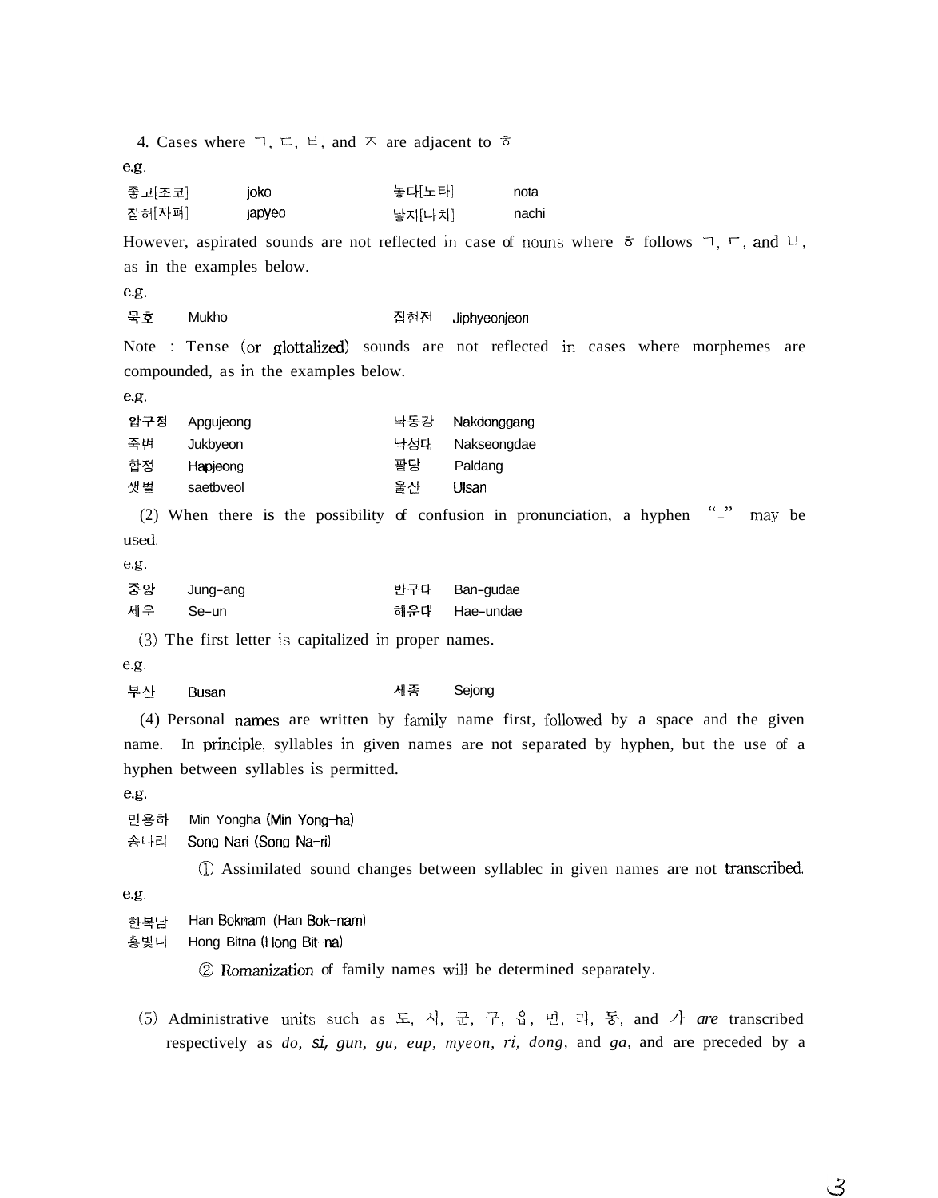4. Cases where ㄱ, ㄷ, ㅂ, and ㅈ are adjacent to ㅎ

e.g.

| | | | |
|---|---|---|---|
| 좋고[조코] | joko | 놓다[노타] | nota |
| 잡혀[자펴] | japyeo | 낳지[나치] | nachi |

However, aspirated sounds are not reflected in case of nouns where ㅎ follows ㄱ, ㄷ, and ㅂ, as in the examples below.

e.g.

| | | | |
|---|---|---|---|
| 묵호 | Mukho | 집현전 | Jiphyeonjeon |

Note : Tense (or glottalized) sounds are not reflected in cases where morphemes are compounded, as in the examples below.

e.g.

| | | | |
|---|---|---|---|
| 압구정 | Apgujeong | 낙동강 | Nakdonggang |
| 죽변 | Jukbyeon | 낙성대 | Nakseongdae |
| 합정 | Hapjeong | 팔당 | Paldang |
| 샛별 | saetbyeol | 울산 | Ulsan |

(2) When there is the possibility of confusion in pronunciation, a hyphen "-" may be used.

e.g.

| | | | |
|---|---|---|---|
| 중앙 | Jung-ang | 반구대 | Ban-gudae |
| 세운 | Se-un | 해운대 | Hae-undae |

(3) The first letter is capitalized in proper names.

e.g.

| | | | |
|---|---|---|---|
| 부산 | Busan | 세종 | Sejong |

(4) Personal names are written by family name first, followed by a space and the given name. In principle, syllables in given names are not separated by hyphen, but the use of a hyphen between syllables is permitted.

e.g.

민용하 Min Yongha (Min Yong-ha)
송나리 Song Nari (Song Na-ri)

① Assimilated sound changes between syllablec in given names are not transcribed.

e.g.

한복남 Han Boknam (Han Bok-nam)
홍빛나 Hong Bitna (Hong Bit-na)

② Romanization of family names will be determined separately.

(5) Administrative units such as 도, 시, 군, 구, 읍, 면, 리, 동, and 가 *are* transcribed respectively as *do, si, gun, gu, eup, myeon, ri, dong,* and *ga*, and are preceded by a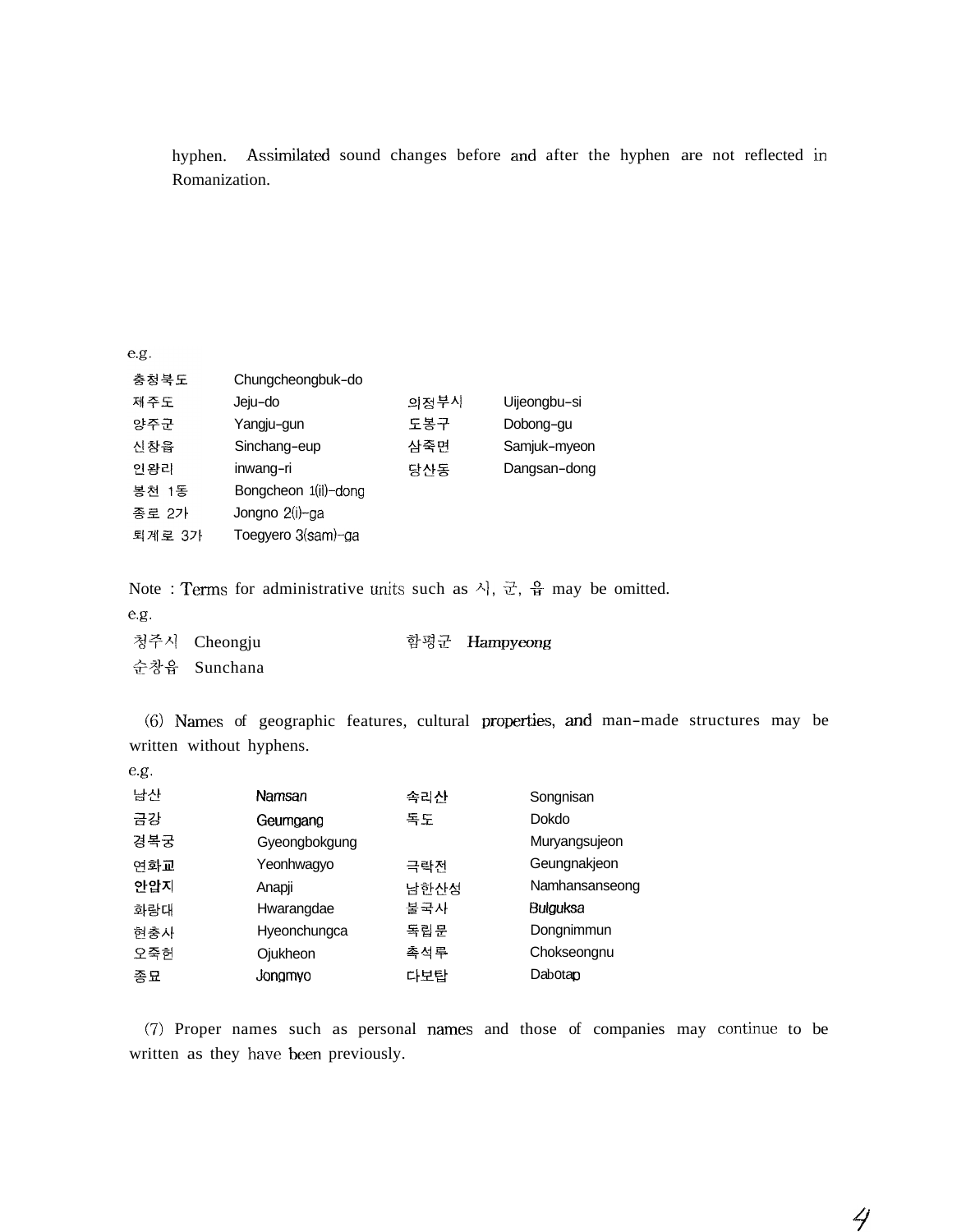hyphen. Assimilated sound changes before and after the hyphen are not reflected in Romanization.

e.g.

| | | | |
|---|---|---|---|
| 충청북도 | Chungcheongbuk-do | | |
| 제주도 | Jeju-do | 의정부시 | Uijeongbu-si |
| 양주군 | Yangju-gun | 도봉구 | Dobong-gu |
| 신창읍 | Sinchang-eup | 삼죽면 | Samjuk-myeon |
| 인왕리 | inwang-ri | 당산동 | Dangsan-dong |
| 봉천 1동 | Bongcheon 1(il)-dong | | |
| 종로 2가 | Jongno 2(i)-ga | | |
| 퇴계로 3가 | Toegyero 3(sam)-ga | | |

Note : Terms for administrative units such as 시, 군, 읍 may be omitted.

e.g.

| | | | |
|---|---|---|---|
| 청주시 | Cheongju | 함평군 | Hampyeong |
| 순창읍 | Sunchana | | |

(6) Names of geographic features, cultural properties, and man-made structures may be written without hyphens.

e.g.

| | | | |
|---|---|---|---|
| 남산 | Namsan | 속리산 | Songnisan |
| 금강 | Geumgang | 독도 | Dokdo |
| 경복궁 | Gyeongbokgung | | Muryangsujeon |
| 연화교 | Yeonhwagyo | 극락전 | Geungnakjeon |
| 안압지 | Anapji | 남한산성 | Namhansanseong |
| 화랑대 | Hwarangdae | 불국사 | Bulguksa |
| 현충사 | Hyeonchungca | 독립문 | Dongnimmun |
| 오죽헌 | Ojukheon | 촉석루 | Chokseongnu |
| 종묘 | Jongmyo | 다보탑 | Dabotap |

(7) Proper names such as personal names and those of companies may continue to be written as they have been previously.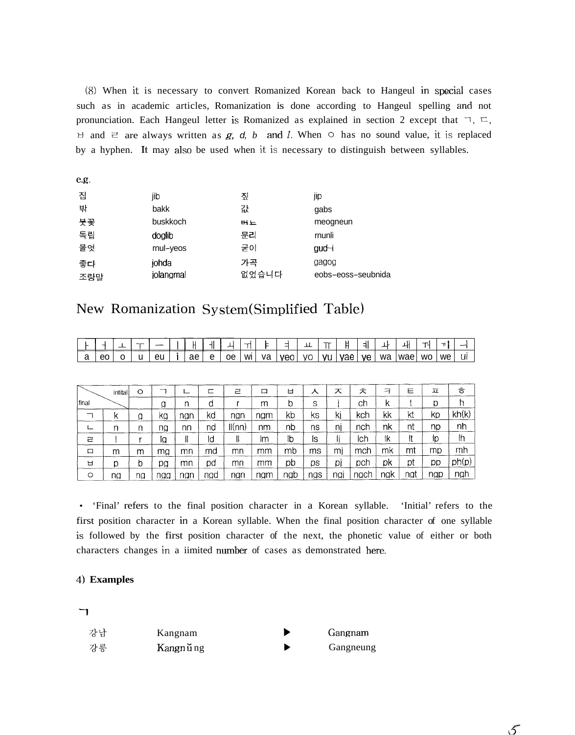(8) When it is necessary to convert Romanized Korean back to Hangeul in special cases such as in academic articles, Romanization is done according to Hangeul spelling and not pronunciation. Each Hangeul letter is Romanized as explained in section 2 except that ㄱ, ㄷ, ㅂ and ㄹ are always written as *g, d, b* and *l*. When ㅇ has no sound value, it is replaced by a hyphen. It may also be used when it is necessary to distinguish between syllables.

e.g.

| | | | |
|---|---|---|---|
| 집 | jib | 짚 | jip |
| 밖 | bakk | 값 | gabs |
| 붓꽃 | buskkoch | 먹는 | meogneun |
| 독립 | doglib | 문리 | munli |
| 물엿 | mul-yeos | 굳이 | gud-i |
| 좋다 | johda | 가곡 | gagog |
| 조랑말 | jolangmal | 없었습니다 | eobs-eoss-seubnida |

# New Romanization System(Simplified Table)

| ㅏ | ㅓ | ㅗ | ㅜ | ㅡ | ㅣ | ㅐ | ㅔ | ㅚ | ㅟ | ㅑ | ㅕ | ㅛ | ㅠ | ㅒ | ㅖ | ㅘ | ㅙ | ㅝ | ㅞ | ㅢ |
|---|---|---|---|---|---|---|---|---|---|---|---|---|---|---|---|---|---|---|---|---|
| a | eo | o | u | eu | i | ae | e | oe | wi | ya | yeo | yo | yu | yae | ye | wa | wae | wo | we | ui |

| final \ initial | | ㅇ | ㄱ | ㄴ | ㄷ | ㄹ | ㅁ | ㅂ | ㅅ | ㅈ | ㅊ | ㅋ | ㅌ | ㅍ | ㅎ |
|---|---|---|---|---|---|---|---|---|---|---|---|---|---|---|---|
| | | | g | n | d | r | m | b | s | j | ch | k | t | p | h |
| ㄱ | k | g | kg | ngn | kd | ngn | ngm | kb | ks | kj | kch | kk | kt | kp | kh(k) |
| ㄴ | n | n | ng | nn | nd | ll(nn) | nm | nb | ns | nj | nch | nk | nt | np | nh |
| ㄹ | l | r | lg | ll | ld | ll | lm | lb | ls | lj | lch | lk | lt | lp | lh |
| ㅁ | m | m | mg | mn | md | mn | mm | mb | ms | mj | mch | mk | mt | mp | mh |
| ㅂ | p | b | pg | mn | pd | mn | mm | pb | ps | pj | pch | pk | pt | pp | ph(p) |
| ㅇ | ng | ng | ngg | ngn | ngd | ngn | ngm | ngb | ngs | ngj | ngch | ngk | ngt | ngp | ngh |

• 'Final' refers to the final position character in a Korean syllable. 'Initial' refers to the first position character in a Korean syllable. When the final position character of one syllable is followed by the first position character of the next, the phonetic value of either or both characters changes in a iimited number of cases as demonstrated here.

## 4) Examples

### ㄱ

| | | | |
|---|---|---|---|
| 강남 | Kangnam | ▶ | Gangnam |
| 강릉 | Kangnŭng | ▶ | Gangneung |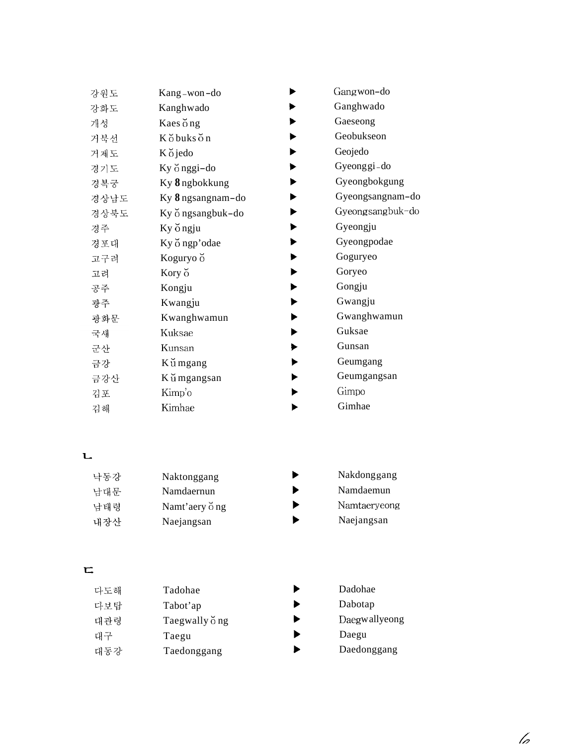| | | | |
|---|---|---|---|
| 강원도 | Kang-won-do | ▶ | Gangwon-do |
| 강화도 | Kanghwado | ▶ | Ganghwado |
| 개성 | Kaesŏng | ▶ | Gaeseong |
| 거북선 | Kŏbuksŏn | ▶ | Geobukseon |
| 거제도 | Kŏjedo | ▶ | Geojedo |
| 경기도 | Kyŏnggi-do | ▶ | Gyeonggi-do |
| 경복궁 | Ky**8**ngbokkung | ▶ | Gyeongbokgung |
| 경상남도 | Ky**8**ngsangnam-do | ▶ | Gyeongsangnam-do |
| 경상북도 | Kyŏngsangbuk-do | ▶ | Gyeongsangbuk-do |
| 경주 | Kyŏngju | ▶ | Gyeongju |
| 경포대 | Kyŏngp'odae | ▶ | Gyeongpodae |
| 고구려 | Koguryŏ | ▶ | Goguryeo |
| 고려 | Koryŏ | ▶ | Goryeo |
| 공주 | Kongju | ▶ | Gongju |
| 광주 | Kwangju | ▶ | Gwangju |
| 광화문 | Kwanghwamun | ▶ | Gwanghwamun |
| 국새 | Kuksae | ▶ | Guksae |
| 군산 | Kunsan | ▶ | Gunsan |
| 금강 | Kŭmgang | ▶ | Geumgang |
| 금강산 | Kŭmgangsan | ▶ | Geumgangsan |
| 김포 | Kimp'o | ▶ | Gimpo |
| 김해 | Kimhae | ▶ | Gimhae |

## ㄴ

| | | | |
|---|---|---|---|
| 낙동강 | Naktonggang | ▶ | Nakdonggang |
| 남대문 | Namdaernun | ▶ | Namdaemun |
| 남태령 | Namt'aeryŏng | ▶ | Namtaeryeong |
| 내장산 | Naejangsan | ▶ | Naejangsan |

## ㄷ

| | | | |
|---|---|---|---|
| 다도해 | Tadohae | ▶ | Dadohae |
| 다보탑 | Tabot'ap | ▶ | Dabotap |
| 대관령 | Taegwallyŏng | ▶ | Daegwallyeong |
| 대구 | Taegu | ▶ | Daegu |
| 대동강 | Taedonggang | ▶ | Daedonggang |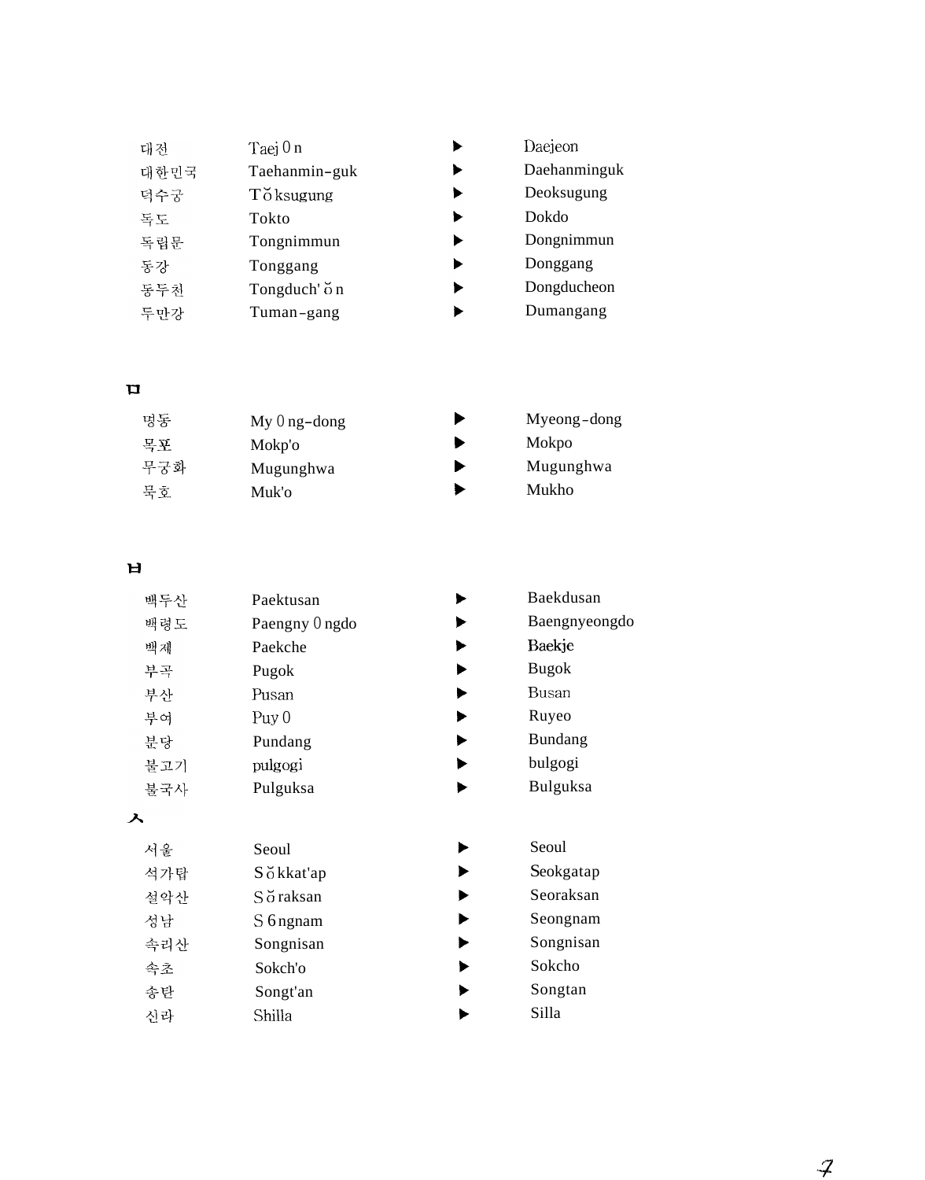| | | | |
|---|---|---|---|
| 대전 | Taej 0 n | ▶ | Daejeon |
| 대한민국 | Taehanmin-guk | ▶ | Daehanminguk |
| 덕수궁 | Tŏksugung | ▶ | Deoksugung |
| 독도 | Tokto | ▶ | Dokdo |
| 독립문 | Tongnimmun | ▶ | Dongnimmun |
| 동강 | Tonggang | ▶ | Donggang |
| 동두천 | Tongduch' ŏ n | ▶ | Dongducheon |
| 두만강 | Tuman-gang | ▶ | Dumangang |

## ㅁ

| | | | |
|---|---|---|---|
| 명동 | My 0 ng-dong | ▶ | Myeong-dong |
| 목포 | Mokp'o | ▶ | Mokpo |
| 무궁화 | Mugunghwa | ▶ | Mugunghwa |
| 묵호 | Muk'o | ▶ | Mukho |

## ㅂ

| | | | |
|---|---|---|---|
| 백두산 | Paektusan | ▶ | Baekdusan |
| 백령도 | Paengny 0 ngdo | ▶ | Baengnyeongdo |
| 백제 | Paekche | ▶ | Baekje |
| 부곡 | Pugok | ▶ | Bugok |
| 부산 | Pusan | ▶ | Busan |
| 부여 | Puy 0 | ▶ | Ruyeo |
| 분당 | Pundang | ▶ | Bundang |
| 불고기 | pulgogi | ▶ | bulgogi |
| 불국사 | Pulguksa | ▶ | Bulguksa |

## ㅅ

| | | | |
|---|---|---|---|
| 서울 | Seoul | ▶ | Seoul |
| 석가탑 | Sŏkkat'ap | ▶ | Seokgatap |
| 설악산 | Sŏraksan | ▶ | Seoraksan |
| 성남 | S 6ngnam | ▶ | Seongnam |
| 속리산 | Songnisan | ▶ | Songnisan |
| 속초 | Sokch'o | ▶ | Sokcho |
| 송탄 | Songt'an | ▶ | Songtan |
| 신라 | Shilla | ▶ | Silla |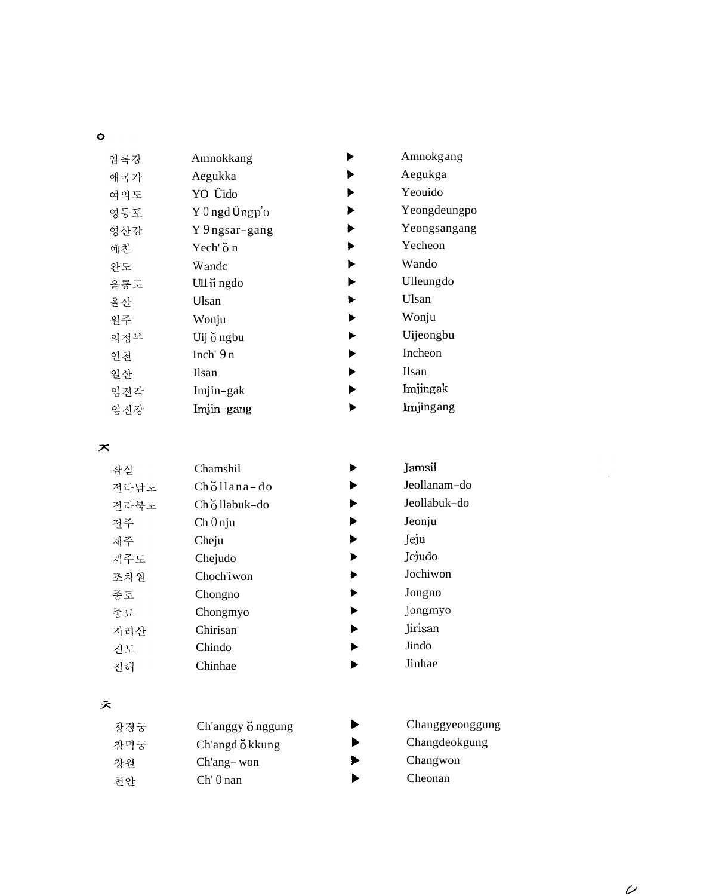ㅇ

| | | | |
|---|---|---|---|
| 압록강 | Amnokkang | ▶ | Amnokgang |
| 애국가 | Aegukka | ▶ | Aegukga |
| 여의도 | Yŏŭido | ▶ | Yeouido |
| 영등포 | Yŏngdŭngp'o | ▶ | Yeongdeungpo |
| 영산강 | Yŏngsan-gang | ▶ | Yeongsangang |
| 예천 | Yech'ŏn | ▶ | Yecheon |
| 완도 | Wando | ▶ | Wando |
| 울릉도 | Ullŭngdo | ▶ | Ulleungdo |
| 울산 | Ulsan | ▶ | Ulsan |
| 원주 | Wonju | ▶ | Wonju |
| 의정부 | Üijŏngbu | ▶ | Uijeongbu |
| 인천 | Inch'ŏn | ▶ | Incheon |
| 일산 | Ilsan | ▶ | Ilsan |
| 임진각 | Imjin-gak | ▶ | Imjingak |
| 임진강 | Imjin-gang | ▶ | Imjingang |

ㅈ

| | | | |
|---|---|---|---|
| 잠실 | Chamshil | ▶ | Jamsil |
| 전라남도 | Chŏllana-do | ▶ | Jeollanam-do |
| 전라북도 | Chŏllabuk-do | ▶ | Jeollabuk-do |
| 전주 | Chŏnju | ▶ | Jeonju |
| 제주 | Cheju | ▶ | Jeju |
| 제주도 | Chejudo | ▶ | Jejudo |
| 조치원 | Choch'iwon | ▶ | Jochiwon |
| 종로 | Chongno | ▶ | Jongno |
| 종묘 | Chongmyo | ▶ | Jongmyo |
| 지리산 | Chirisan | ▶ | Jirisan |
| 진도 | Chindo | ▶ | Jindo |
| 진해 | Chinhae | ▶ | Jinhae |

ㅊ

| | | | |
|---|---|---|---|
| 창경궁 | Ch'anggyŏnggung | ▶ | Changgyeonggung |
| 창덕궁 | Ch'angdŏkkung | ▶ | Changdeokgung |
| 창원 | Ch'ang-won | ▶ | Changwon |
| 천안 | Ch'ŏnan | ▶ | Cheonan |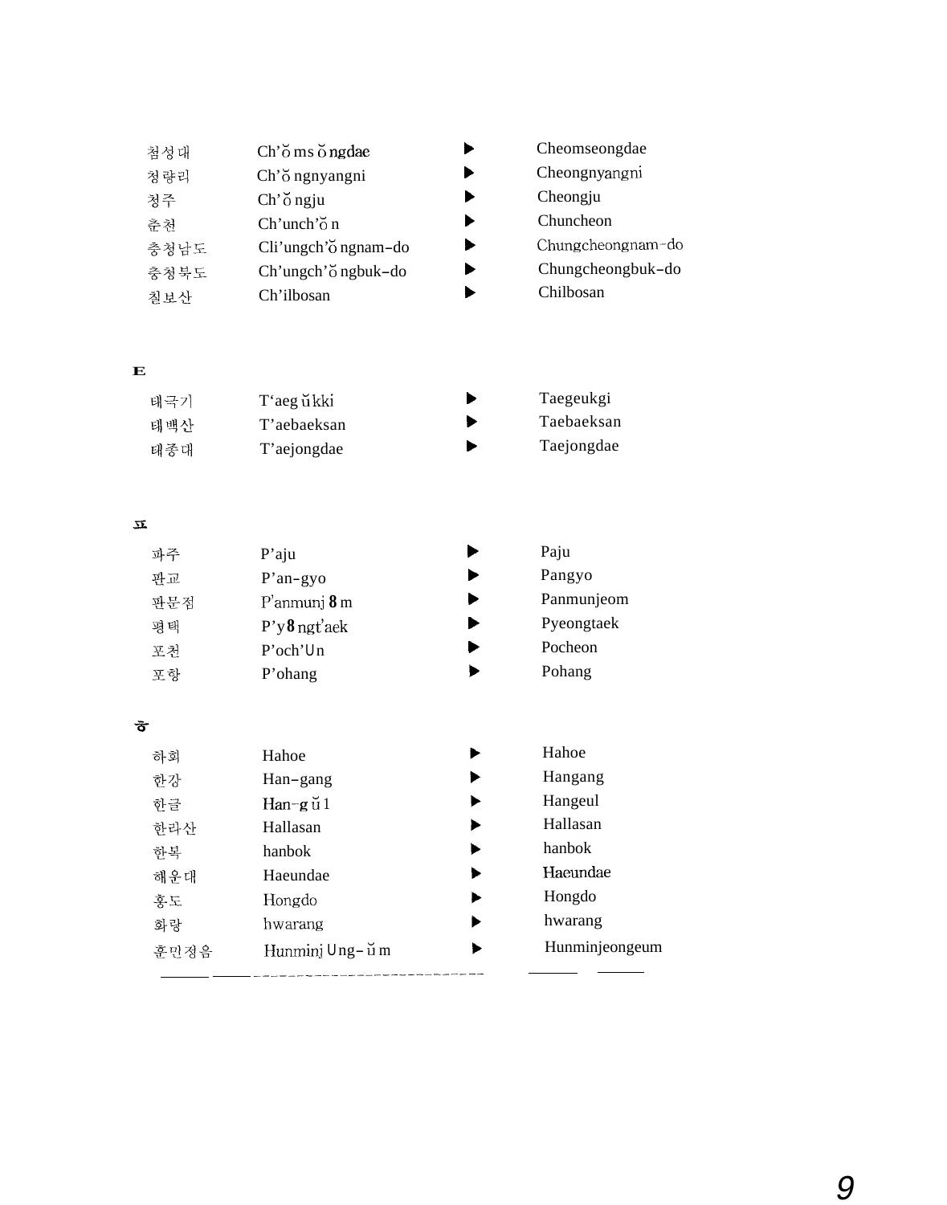| | | | |
|---|---|---|---|
| 첨성대 | Ch'ŏmsŏngdae | ▶ | Cheomseongdae |
| 청량리 | Ch'ŏngnyangni | ▶ | Cheongnyangni |
| 청주 | Ch'ŏngju | ▶ | Cheongju |
| 춘천 | Ch'unch'ŏn | ▶ | Chuncheon |
| 충청남도 | Cli'ungch'ŏngnam-do | ▶ | Chungcheongnam-do |
| 충청북도 | Ch'ungch'ŏngbuk-do | ▶ | Chungcheongbuk-do |
| 칠보산 | Ch'ilbosan | ▶ | Chilbosan |

**E**

| | | | |
|---|---|---|---|
| 태극기 | T'aegŭkki | ▶ | Taegeukgi |
| 태백산 | T'aebaeksan | ▶ | Taebaeksan |
| 태종대 | T'aejongdae | ▶ | Taejongdae |

**ㅍ**

| | | | |
|---|---|---|---|
| 파주 | P'aju | ▶ | Paju |
| 판교 | P'an-gyo | ▶ | Pangyo |
| 판문점 | P'anmunj**8**m | ▶ | Panmunjeom |
| 평택 | P'y**8**ngt'aek | ▶ | Pyeongtaek |
| 포천 | P'och'Un | ▶ | Pocheon |
| 포항 | P'ohang | ▶ | Pohang |

**ㅎ**

| | | | |
|---|---|---|---|
| 하회 | Hahoe | ▶ | Hahoe |
| 한강 | Han-gang | ▶ | Hangang |
| 한글 | Han-gŭ1 | ▶ | Hangeul |
| 한라산 | Hallasan | ▶ | Hallasan |
| 한복 | hanbok | ▶ | hanbok |
| 해운대 | Haeundae | ▶ | Haeundae |
| 홍도 | Hongdo | ▶ | Hongdo |
| 화랑 | hwarang | ▶ | hwarang |
| 훈민정음 | HunminjUng-ŭm | ▶ | Hunminjeongeum |